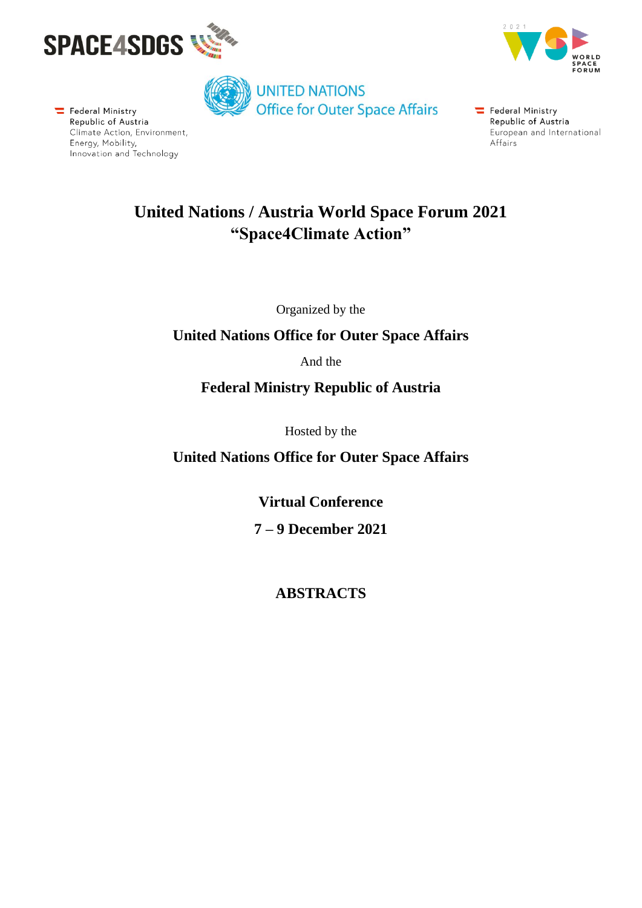SPACE4SDGS

2021 WORLD SPACE FORUM

Federal Ministry
Republic of Austria
Climate Action, Environment,
Energy, Mobility,
Innovation and Technology

UNITED NATIONS
Office for Outer Space Affairs

Federal Ministry
Republic of Austria
European and International
Affairs

# United Nations / Austria World Space Forum 2021
# "Space4Climate Action"

Organized by the

**United Nations Office for Outer Space Affairs**

And the

**Federal Ministry Republic of Austria**

Hosted by the

**United Nations Office for Outer Space Affairs**

**Virtual Conference**

**7 – 9 December 2021**

## ABSTRACTS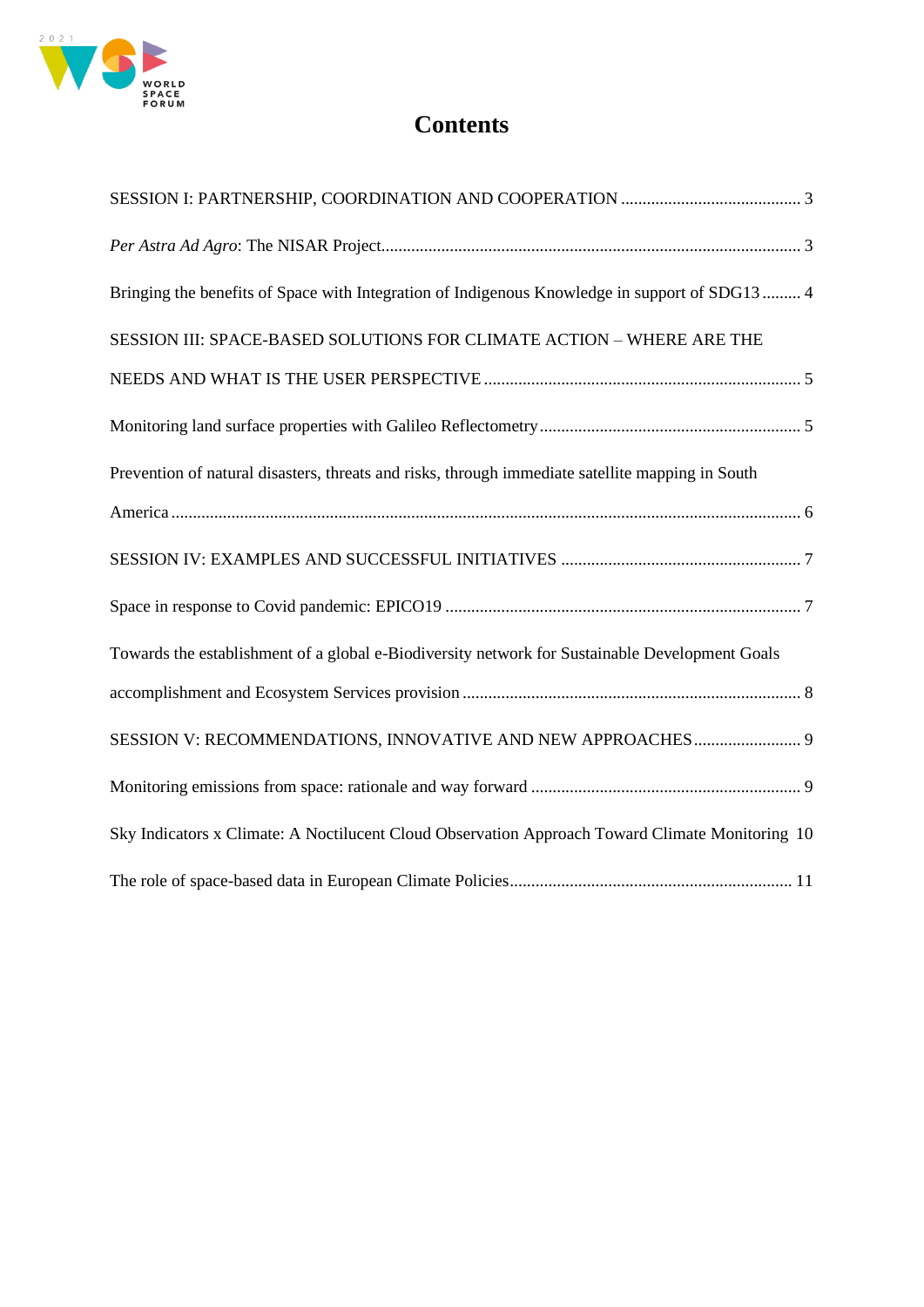# Contents

SESSION I: PARTNERSHIP, COORDINATION AND COOPERATION .......................................... 3

*Per Astra Ad Agro*: The NISAR Project................................................................................................. 3

Bringing the benefits of Space with Integration of Indigenous Knowledge in support of SDG13 ......... 4

SESSION III: SPACE-BASED SOLUTIONS FOR CLIMATE ACTION – WHERE ARE THE NEEDS AND WHAT IS THE USER PERSPECTIVE ......................................................................... 5

Monitoring land surface properties with Galileo Reflectometry............................................................ 5

Prevention of natural disasters, threats and risks, through immediate satellite mapping in South America .................................................................................................................................................. 6

SESSION IV: EXAMPLES AND SUCCESSFUL INITIATIVES ....................................................... 7

Space in response to Covid pandemic: EPICO19 .................................................................................. 7

Towards the establishment of a global e-Biodiversity network for Sustainable Development Goals accomplishment and Ecosystem Services provision ............................................................................. 8

SESSION V: RECOMMENDATIONS, INNOVATIVE AND NEW APPROACHES......................... 9

Monitoring emissions from space: rationale and way forward .............................................................. 9

Sky Indicators x Climate: A Noctilucent Cloud Observation Approach Toward Climate Monitoring 10

The role of space-based data in European Climate Policies................................................................. 11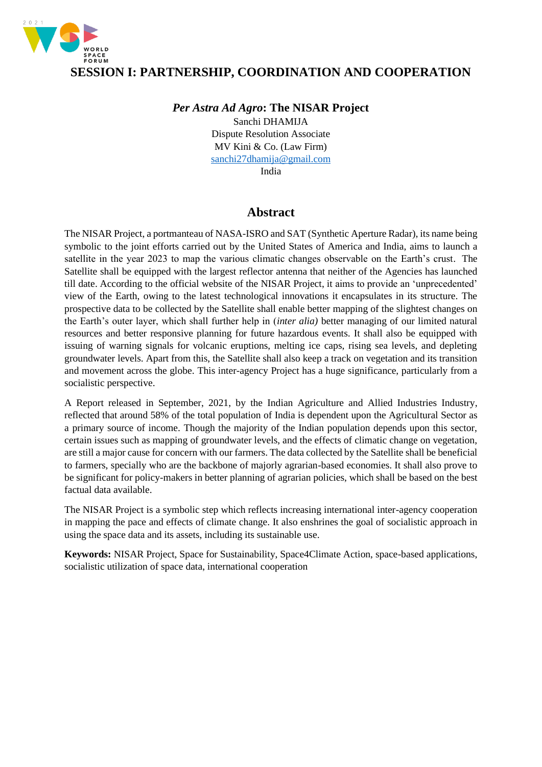# SESSION I: PARTNERSHIP, COORDINATION AND COOPERATION

## *Per Astra Ad Agro*: The NISAR Project

Sanchi DHAMIJA
Dispute Resolution Associate
MV Kini & Co. (Law Firm)
sanchi27dhamija@gmail.com
India

## Abstract

The NISAR Project, a portmanteau of NASA-ISRO and SAT (Synthetic Aperture Radar), its name being symbolic to the joint efforts carried out by the United States of America and India, aims to launch a satellite in the year 2023 to map the various climatic changes observable on the Earth's crust. The Satellite shall be equipped with the largest reflector antenna that neither of the Agencies has launched till date. According to the official website of the NISAR Project, it aims to provide an 'unprecedented' view of the Earth, owing to the latest technological innovations it encapsulates in its structure. The prospective data to be collected by the Satellite shall enable better mapping of the slightest changes on the Earth's outer layer, which shall further help in (*inter alia)* better managing of our limited natural resources and better responsive planning for future hazardous events. It shall also be equipped with issuing of warning signals for volcanic eruptions, melting ice caps, rising sea levels, and depleting groundwater levels. Apart from this, the Satellite shall also keep a track on vegetation and its transition and movement across the globe. This inter-agency Project has a huge significance, particularly from a socialistic perspective.

A Report released in September, 2021, by the Indian Agriculture and Allied Industries Industry, reflected that around 58% of the total population of India is dependent upon the Agricultural Sector as a primary source of income. Though the majority of the Indian population depends upon this sector, certain issues such as mapping of groundwater levels, and the effects of climatic change on vegetation, are still a major cause for concern with our farmers. The data collected by the Satellite shall be beneficial to farmers, specially who are the backbone of majorly agrarian-based economies. It shall also prove to be significant for policy-makers in better planning of agrarian policies, which shall be based on the best factual data available.

The NISAR Project is a symbolic step which reflects increasing international inter-agency cooperation in mapping the pace and effects of climate change. It also enshrines the goal of socialistic approach in using the space data and its assets, including its sustainable use.

**Keywords:** NISAR Project, Space for Sustainability, Space4Climate Action, space-based applications, socialistic utilization of space data, international cooperation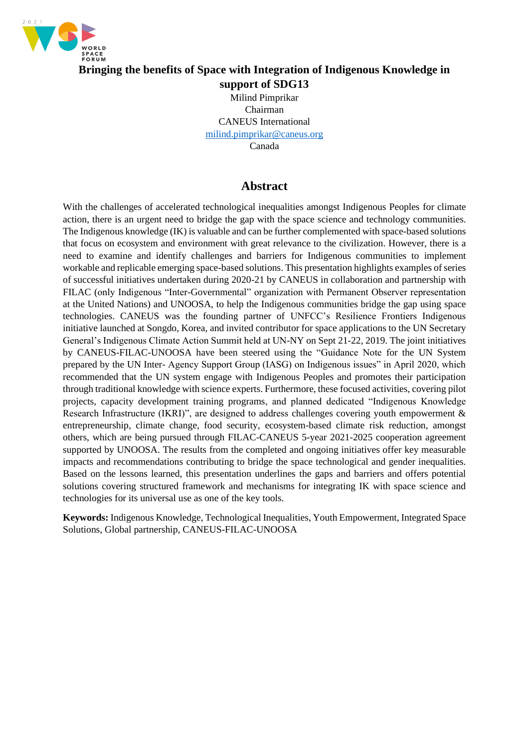# Bringing the benefits of Space with Integration of Indigenous Knowledge in support of SDG13

Milind Pimprikar
Chairman
CANEUS International
milind.pimprikar@caneus.org
Canada

## Abstract

With the challenges of accelerated technological inequalities amongst Indigenous Peoples for climate action, there is an urgent need to bridge the gap with the space science and technology communities. The Indigenous knowledge (IK) is valuable and can be further complemented with space-based solutions that focus on ecosystem and environment with great relevance to the civilization. However, there is a need to examine and identify challenges and barriers for Indigenous communities to implement workable and replicable emerging space-based solutions. This presentation highlights examples of series of successful initiatives undertaken during 2020-21 by CANEUS in collaboration and partnership with FILAC (only Indigenous "Inter-Governmental" organization with Permanent Observer representation at the United Nations) and UNOOSA, to help the Indigenous communities bridge the gap using space technologies. CANEUS was the founding partner of UNFCC's Resilience Frontiers Indigenous initiative launched at Songdo, Korea, and invited contributor for space applications to the UN Secretary General's Indigenous Climate Action Summit held at UN-NY on Sept 21-22, 2019. The joint initiatives by CANEUS-FILAC-UNOOSA have been steered using the "Guidance Note for the UN System prepared by the UN Inter- Agency Support Group (IASG) on Indigenous issues" in April 2020, which recommended that the UN system engage with Indigenous Peoples and promotes their participation through traditional knowledge with science experts. Furthermore, these focused activities, covering pilot projects, capacity development training programs, and planned dedicated "Indigenous Knowledge Research Infrastructure (IKRI)", are designed to address challenges covering youth empowerment & entrepreneurship, climate change, food security, ecosystem-based climate risk reduction, amongst others, which are being pursued through FILAC-CANEUS 5-year 2021-2025 cooperation agreement supported by UNOOSA. The results from the completed and ongoing initiatives offer key measurable impacts and recommendations contributing to bridge the space technological and gender inequalities. Based on the lessons learned, this presentation underlines the gaps and barriers and offers potential solutions covering structured framework and mechanisms for integrating IK with space science and technologies for its universal use as one of the key tools.

**Keywords:** Indigenous Knowledge, Technological Inequalities, Youth Empowerment, Integrated Space Solutions, Global partnership, CANEUS-FILAC-UNOOSA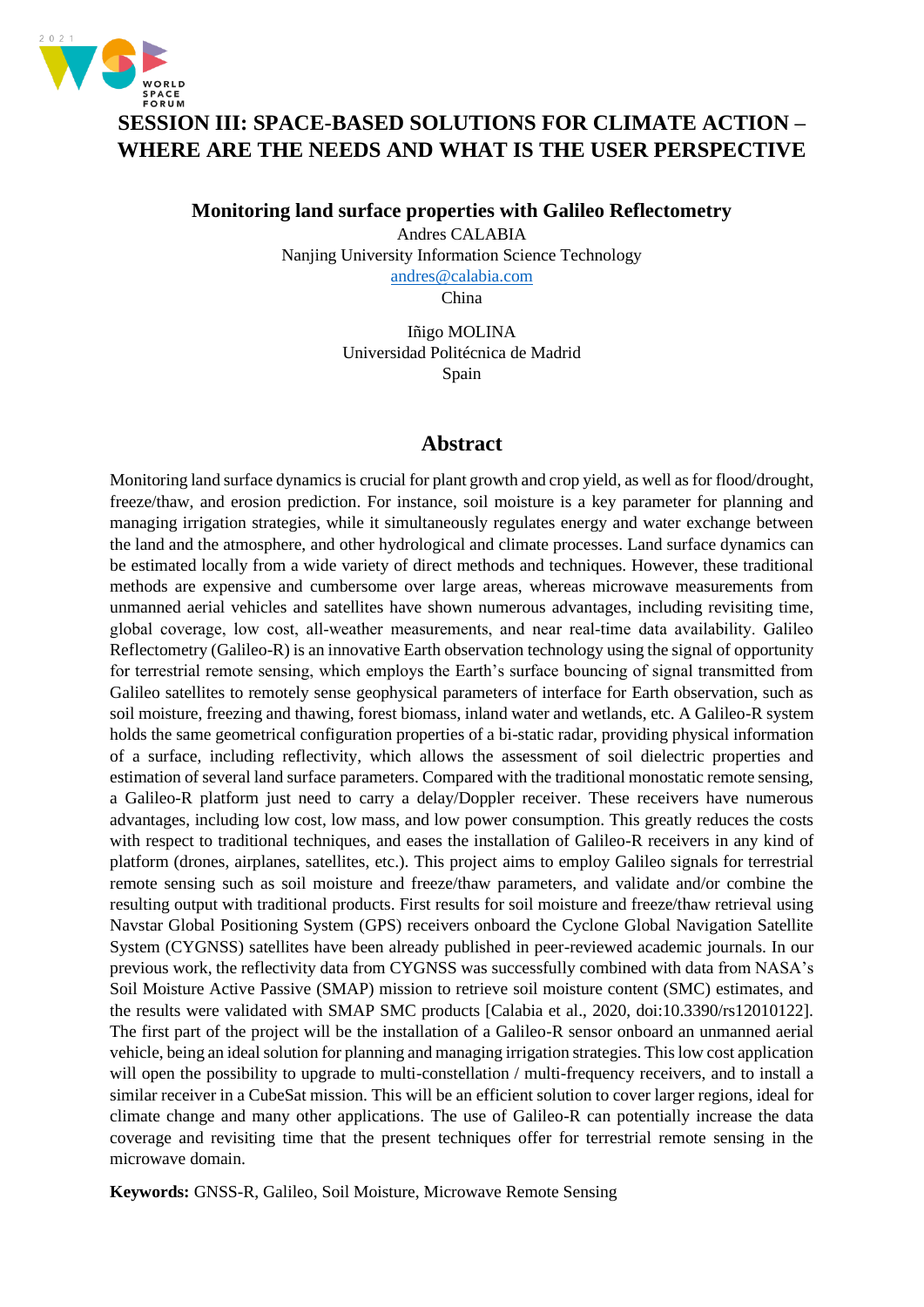# SESSION III: SPACE-BASED SOLUTIONS FOR CLIMATE ACTION – WHERE ARE THE NEEDS AND WHAT IS THE USER PERSPECTIVE

## Monitoring land surface properties with Galileo Reflectometry

Andres CALABIA
Nanjing University Information Science Technology
andres@calabia.com
China

Iñigo MOLINA
Universidad Politécnica de Madrid
Spain

## Abstract

Monitoring land surface dynamics is crucial for plant growth and crop yield, as well as for flood/drought, freeze/thaw, and erosion prediction. For instance, soil moisture is a key parameter for planning and managing irrigation strategies, while it simultaneously regulates energy and water exchange between the land and the atmosphere, and other hydrological and climate processes. Land surface dynamics can be estimated locally from a wide variety of direct methods and techniques. However, these traditional methods are expensive and cumbersome over large areas, whereas microwave measurements from unmanned aerial vehicles and satellites have shown numerous advantages, including revisiting time, global coverage, low cost, all-weather measurements, and near real-time data availability. Galileo Reflectometry (Galileo-R) is an innovative Earth observation technology using the signal of opportunity for terrestrial remote sensing, which employs the Earth's surface bouncing of signal transmitted from Galileo satellites to remotely sense geophysical parameters of interface for Earth observation, such as soil moisture, freezing and thawing, forest biomass, inland water and wetlands, etc. A Galileo-R system holds the same geometrical configuration properties of a bi-static radar, providing physical information of a surface, including reflectivity, which allows the assessment of soil dielectric properties and estimation of several land surface parameters. Compared with the traditional monostatic remote sensing, a Galileo-R platform just need to carry a delay/Doppler receiver. These receivers have numerous advantages, including low cost, low mass, and low power consumption. This greatly reduces the costs with respect to traditional techniques, and eases the installation of Galileo-R receivers in any kind of platform (drones, airplanes, satellites, etc.). This project aims to employ Galileo signals for terrestrial remote sensing such as soil moisture and freeze/thaw parameters, and validate and/or combine the resulting output with traditional products. First results for soil moisture and freeze/thaw retrieval using Navstar Global Positioning System (GPS) receivers onboard the Cyclone Global Navigation Satellite System (CYGNSS) satellites have been already published in peer-reviewed academic journals. In our previous work, the reflectivity data from CYGNSS was successfully combined with data from NASA's Soil Moisture Active Passive (SMAP) mission to retrieve soil moisture content (SMC) estimates, and the results were validated with SMAP SMC products [Calabia et al., 2020, doi:10.3390/rs12010122]. The first part of the project will be the installation of a Galileo-R sensor onboard an unmanned aerial vehicle, being an ideal solution for planning and managing irrigation strategies. This low cost application will open the possibility to upgrade to multi-constellation / multi-frequency receivers, and to install a similar receiver in a CubeSat mission. This will be an efficient solution to cover larger regions, ideal for climate change and many other applications. The use of Galileo-R can potentially increase the data coverage and revisiting time that the present techniques offer for terrestrial remote sensing in the microwave domain.

**Keywords:** GNSS-R, Galileo, Soil Moisture, Microwave Remote Sensing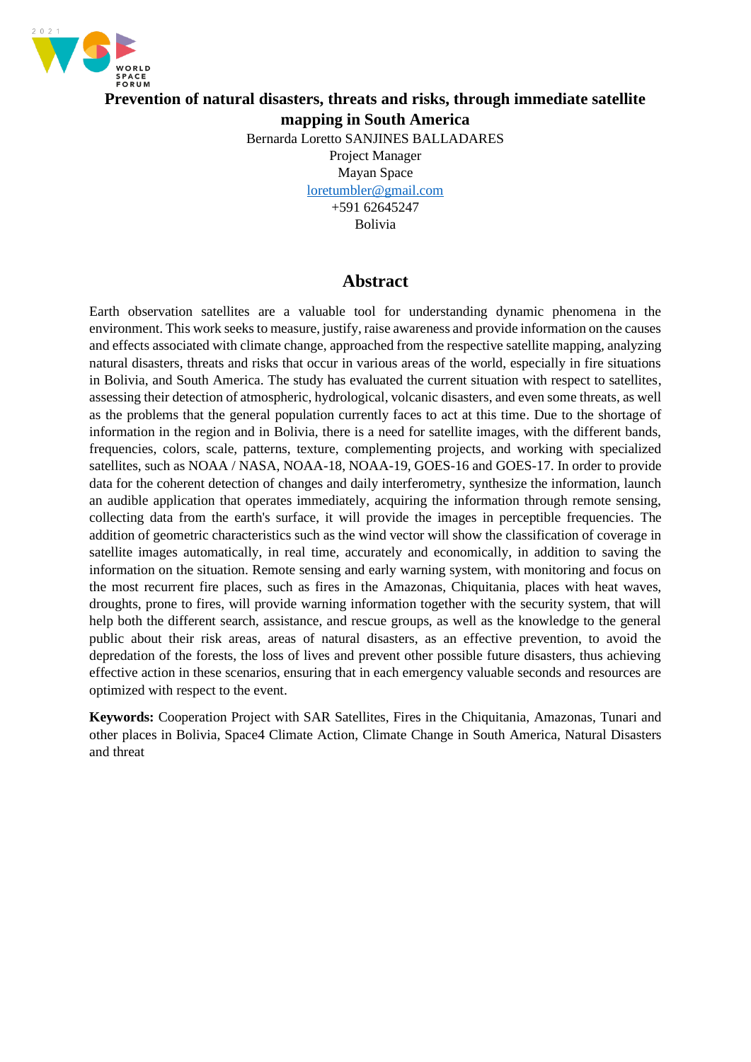# Prevention of natural disasters, threats and risks, through immediate satellite mapping in South America

Bernarda Loretto SANJINES BALLADARES
Project Manager
Mayan Space
loretumbler@gmail.com
+591 62645247
Bolivia

## Abstract

Earth observation satellites are a valuable tool for understanding dynamic phenomena in the environment. This work seeks to measure, justify, raise awareness and provide information on the causes and effects associated with climate change, approached from the respective satellite mapping, analyzing natural disasters, threats and risks that occur in various areas of the world, especially in fire situations in Bolivia, and South America. The study has evaluated the current situation with respect to satellites, assessing their detection of atmospheric, hydrological, volcanic disasters, and even some threats, as well as the problems that the general population currently faces to act at this time. Due to the shortage of information in the region and in Bolivia, there is a need for satellite images, with the different bands, frequencies, colors, scale, patterns, texture, complementing projects, and working with specialized satellites, such as NOAA / NASA, NOAA-18, NOAA-19, GOES-16 and GOES-17. In order to provide data for the coherent detection of changes and daily interferometry, synthesize the information, launch an audible application that operates immediately, acquiring the information through remote sensing, collecting data from the earth's surface, it will provide the images in perceptible frequencies. The addition of geometric characteristics such as the wind vector will show the classification of coverage in satellite images automatically, in real time, accurately and economically, in addition to saving the information on the situation. Remote sensing and early warning system, with monitoring and focus on the most recurrent fire places, such as fires in the Amazonas, Chiquitania, places with heat waves, droughts, prone to fires, will provide warning information together with the security system, that will help both the different search, assistance, and rescue groups, as well as the knowledge to the general public about their risk areas, areas of natural disasters, as an effective prevention, to avoid the depredation of the forests, the loss of lives and prevent other possible future disasters, thus achieving effective action in these scenarios, ensuring that in each emergency valuable seconds and resources are optimized with respect to the event.

**Keywords:** Cooperation Project with SAR Satellites, Fires in the Chiquitania, Amazonas, Tunari and other places in Bolivia, Space4 Climate Action, Climate Change in South America, Natural Disasters and threat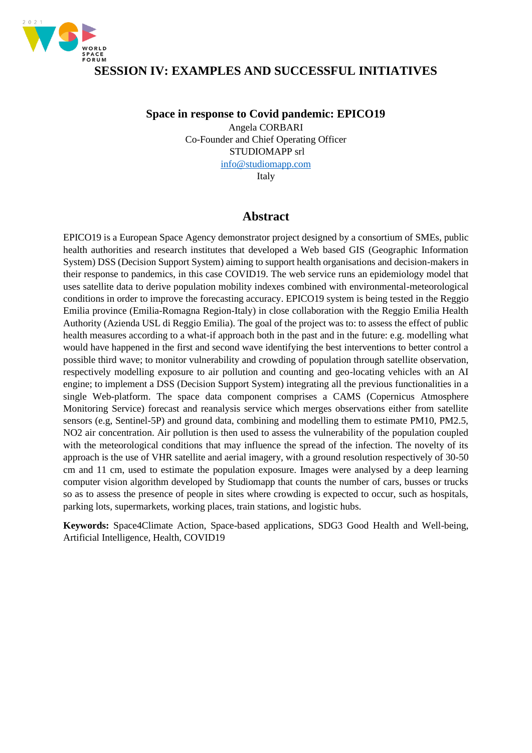# SESSION IV: EXAMPLES AND SUCCESSFUL INITIATIVES

## Space in response to Covid pandemic: EPICO19

Angela CORBARI
Co-Founder and Chief Operating Officer
STUDIOMAPP srl
info@studiomapp.com
Italy

## Abstract

EPICO19 is a European Space Agency demonstrator project designed by a consortium of SMEs, public health authorities and research institutes that developed a Web based GIS (Geographic Information System) DSS (Decision Support System) aiming to support health organisations and decision-makers in their response to pandemics, in this case COVID19. The web service runs an epidemiology model that uses satellite data to derive population mobility indexes combined with environmental-meteorological conditions in order to improve the forecasting accuracy. EPICO19 system is being tested in the Reggio Emilia province (Emilia-Romagna Region-Italy) in close collaboration with the Reggio Emilia Health Authority (Azienda USL di Reggio Emilia). The goal of the project was to: to assess the effect of public health measures according to a what-if approach both in the past and in the future: e.g. modelling what would have happened in the first and second wave identifying the best interventions to better control a possible third wave; to monitor vulnerability and crowding of population through satellite observation, respectively modelling exposure to air pollution and counting and geo-locating vehicles with an AI engine; to implement a DSS (Decision Support System) integrating all the previous functionalities in a single Web-platform. The space data component comprises a CAMS (Copernicus Atmosphere Monitoring Service) forecast and reanalysis service which merges observations either from satellite sensors (e.g, Sentinel-5P) and ground data, combining and modelling them to estimate PM10, PM2.5, NO2 air concentration. Air pollution is then used to assess the vulnerability of the population coupled with the meteorological conditions that may influence the spread of the infection. The novelty of its approach is the use of VHR satellite and aerial imagery, with a ground resolution respectively of 30-50 cm and 11 cm, used to estimate the population exposure. Images were analysed by a deep learning computer vision algorithm developed by Studiomapp that counts the number of cars, busses or trucks so as to assess the presence of people in sites where crowding is expected to occur, such as hospitals, parking lots, supermarkets, working places, train stations, and logistic hubs.

**Keywords:** Space4Climate Action, Space-based applications, SDG3 Good Health and Well-being, Artificial Intelligence, Health, COVID19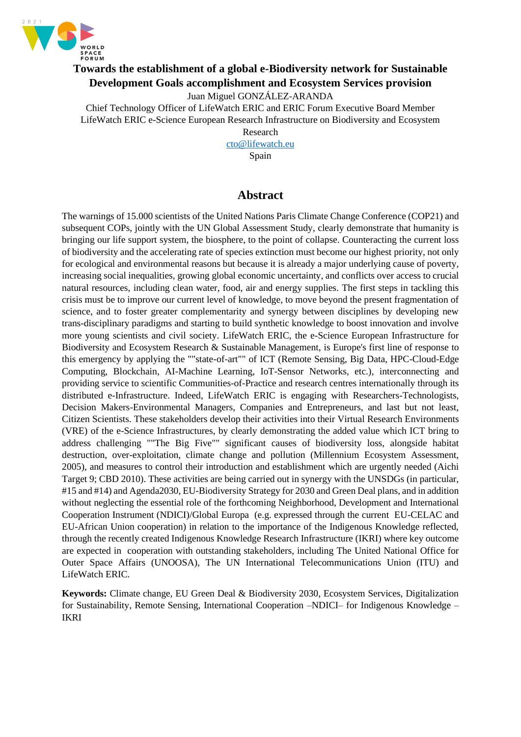**Towards the establishment of a global e-Biodiversity network for Sustainable Development Goals accomplishment and Ecosystem Services provision**

Juan Miguel GONZÁLEZ-ARANDA

Chief Technology Officer of LifeWatch ERIC and ERIC Forum Executive Board Member

LifeWatch ERIC e-Science European Research Infrastructure on Biodiversity and Ecosystem Research

cto@lifewatch.eu

Spain

## Abstract

The warnings of 15.000 scientists of the United Nations Paris Climate Change Conference (COP21) and subsequent COPs, jointly with the UN Global Assessment Study, clearly demonstrate that humanity is bringing our life support system, the biosphere, to the point of collapse. Counteracting the current loss of biodiversity and the accelerating rate of species extinction must become our highest priority, not only for ecological and environmental reasons but because it is already a major underlying cause of poverty, increasing social inequalities, growing global economic uncertainty, and conflicts over access to crucial natural resources, including clean water, food, air and energy supplies. The first steps in tackling this crisis must be to improve our current level of knowledge, to move beyond the present fragmentation of science, and to foster greater complementarity and synergy between disciplines by developing new trans-disciplinary paradigms and starting to build synthetic knowledge to boost innovation and involve more young scientists and civil society. LifeWatch ERIC, the e-Science European Infrastructure for Biodiversity and Ecosystem Research & Sustainable Management, is Europe's first line of response to this emergency by applying the ""state-of-art"" of ICT (Remote Sensing, Big Data, HPC-Cloud-Edge Computing, Blockchain, AI-Machine Learning, IoT-Sensor Networks, etc.), interconnecting and providing service to scientific Communities-of-Practice and research centres internationally through its distributed e-Infrastructure. Indeed, LifeWatch ERIC is engaging with Researchers-Technologists, Decision Makers-Environmental Managers, Companies and Entrepreneurs, and last but not least, Citizen Scientists. These stakeholders develop their activities into their Virtual Research Environments (VRE) of the e-Science Infrastructures, by clearly demonstrating the added value which ICT bring to address challenging ""The Big Five"" significant causes of biodiversity loss, alongside habitat destruction, over-exploitation, climate change and pollution (Millennium Ecosystem Assessment, 2005), and measures to control their introduction and establishment which are urgently needed (Aichi Target 9; CBD 2010). These activities are being carried out in synergy with the UNSDGs (in particular, #15 and #14) and Agenda2030, EU-Biodiversity Strategy for 2030 and Green Deal plans, and in addition without neglecting the essential role of the forthcoming Neighborhood, Development and International Cooperation Instrument (NDICI)/Global Europa (e.g. expressed through the current EU-CELAC and EU-African Union cooperation) in relation to the importance of the Indigenous Knowledge reflected, through the recently created Indigenous Knowledge Research Infrastructure (IKRI) where key outcome are expected in cooperation with outstanding stakeholders, including The United National Office for Outer Space Affairs (UNOOSA), The UN International Telecommunications Union (ITU) and LifeWatch ERIC.

**Keywords:** Climate change, EU Green Deal & Biodiversity 2030, Ecosystem Services, Digitalization for Sustainability, Remote Sensing, International Cooperation –NDICI– for Indigenous Knowledge – IKRI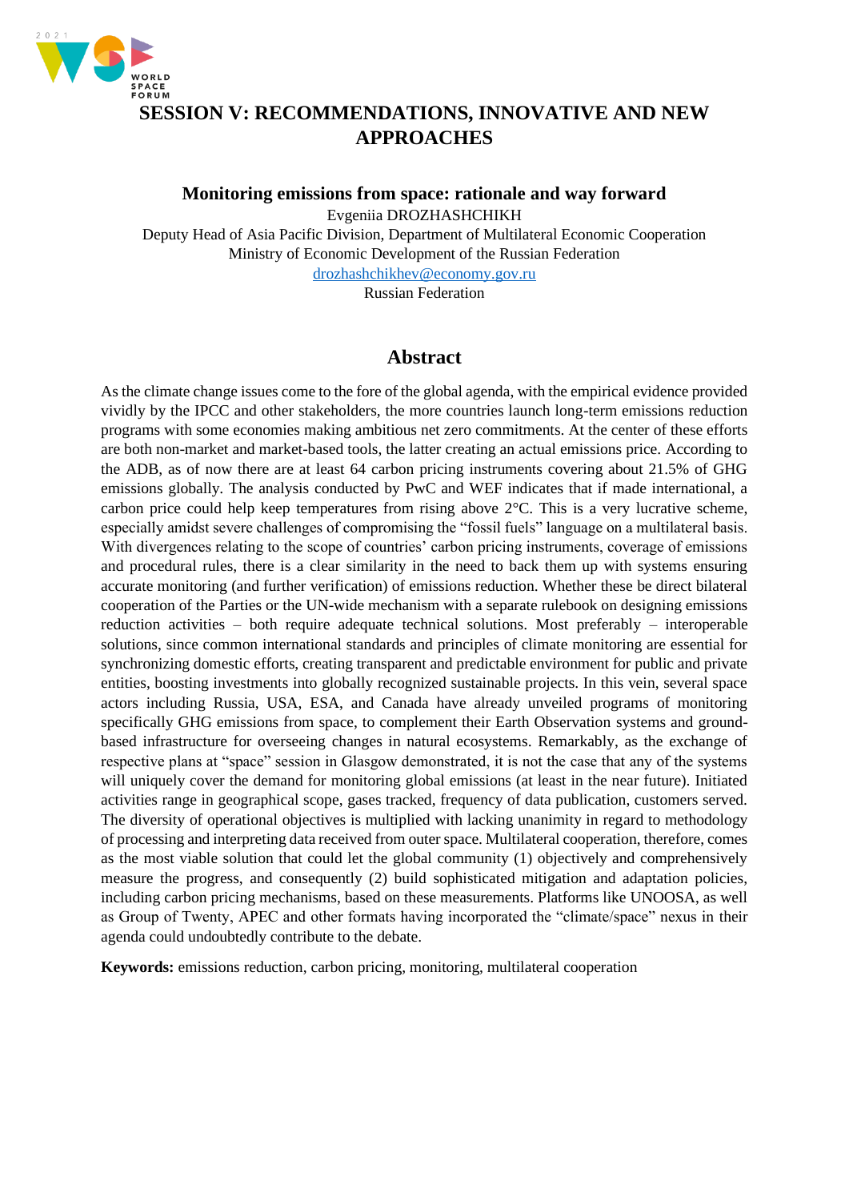# SESSION V: RECOMMENDATIONS, INNOVATIVE AND NEW APPROACHES

## Monitoring emissions from space: rationale and way forward

Evgeniia DROZHASHCHIKH

Deputy Head of Asia Pacific Division, Department of Multilateral Economic Cooperation

Ministry of Economic Development of the Russian Federation

drozhashchikhev@economy.gov.ru

Russian Federation

## Abstract

As the climate change issues come to the fore of the global agenda, with the empirical evidence provided vividly by the IPCC and other stakeholders, the more countries launch long-term emissions reduction programs with some economies making ambitious net zero commitments. At the center of these efforts are both non-market and market-based tools, the latter creating an actual emissions price. According to the ADB, as of now there are at least 64 carbon pricing instruments covering about 21.5% of GHG emissions globally. The analysis conducted by PwC and WEF indicates that if made international, a carbon price could help keep temperatures from rising above 2°C. This is a very lucrative scheme, especially amidst severe challenges of compromising the "fossil fuels" language on a multilateral basis. With divergences relating to the scope of countries' carbon pricing instruments, coverage of emissions and procedural rules, there is a clear similarity in the need to back them up with systems ensuring accurate monitoring (and further verification) of emissions reduction. Whether these be direct bilateral cooperation of the Parties or the UN-wide mechanism with a separate rulebook on designing emissions reduction activities – both require adequate technical solutions. Most preferably – interoperable solutions, since common international standards and principles of climate monitoring are essential for synchronizing domestic efforts, creating transparent and predictable environment for public and private entities, boosting investments into globally recognized sustainable projects. In this vein, several space actors including Russia, USA, ESA, and Canada have already unveiled programs of monitoring specifically GHG emissions from space, to complement their Earth Observation systems and ground-based infrastructure for overseeing changes in natural ecosystems. Remarkably, as the exchange of respective plans at "space" session in Glasgow demonstrated, it is not the case that any of the systems will uniquely cover the demand for monitoring global emissions (at least in the near future). Initiated activities range in geographical scope, gases tracked, frequency of data publication, customers served. The diversity of operational objectives is multiplied with lacking unanimity in regard to methodology of processing and interpreting data received from outer space. Multilateral cooperation, therefore, comes as the most viable solution that could let the global community (1) objectively and comprehensively measure the progress, and consequently (2) build sophisticated mitigation and adaptation policies, including carbon pricing mechanisms, based on these measurements. Platforms like UNOOSA, as well as Group of Twenty, APEC and other formats having incorporated the "climate/space" nexus in their agenda could undoubtedly contribute to the debate.

**Keywords:** emissions reduction, carbon pricing, monitoring, multilateral cooperation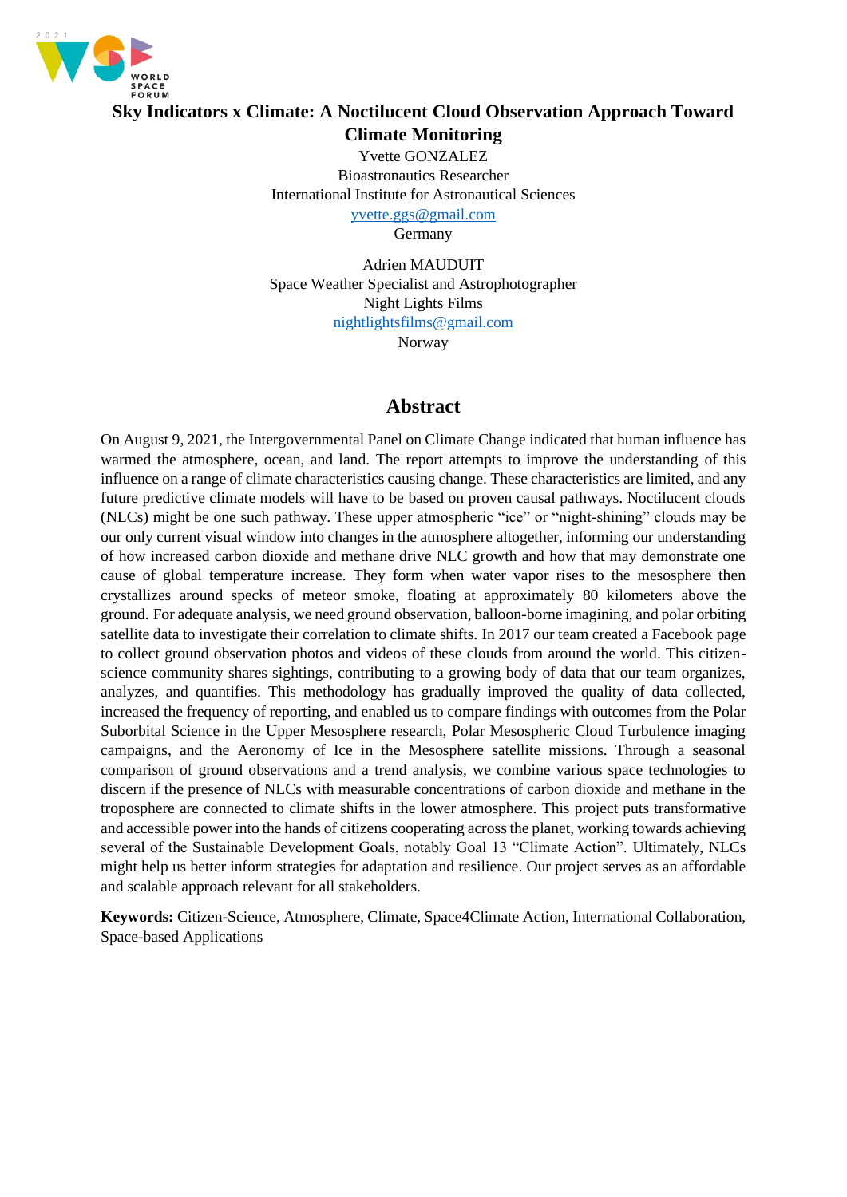# Sky Indicators x Climate: A Noctilucent Cloud Observation Approach Toward Climate Monitoring

Yvette GONZALEZ
Bioastronautics Researcher
International Institute for Astronautical Sciences
yvette.ggs@gmail.com
Germany

Adrien MAUDUIT
Space Weather Specialist and Astrophotographer
Night Lights Films
nightlightsfilms@gmail.com
Norway

## Abstract

On August 9, 2021, the Intergovernmental Panel on Climate Change indicated that human influence has warmed the atmosphere, ocean, and land. The report attempts to improve the understanding of this influence on a range of climate characteristics causing change. These characteristics are limited, and any future predictive climate models will have to be based on proven causal pathways. Noctilucent clouds (NLCs) might be one such pathway. These upper atmospheric "ice" or "night-shining" clouds may be our only current visual window into changes in the atmosphere altogether, informing our understanding of how increased carbon dioxide and methane drive NLC growth and how that may demonstrate one cause of global temperature increase. They form when water vapor rises to the mesosphere then crystallizes around specks of meteor smoke, floating at approximately 80 kilometers above the ground. For adequate analysis, we need ground observation, balloon-borne imaging, and polar orbiting satellite data to investigate their correlation to climate shifts. In 2017 our team created a Facebook page to collect ground observation photos and videos of these clouds from around the world. This citizen-science community shares sightings, contributing to a growing body of data that our team organizes, analyzes, and quantifies. This methodology has gradually improved the quality of data collected, increased the frequency of reporting, and enabled us to compare findings with outcomes from the Polar Suborbital Science in the Upper Mesosphere research, Polar Mesospheric Cloud Turbulence imaging campaigns, and the Aeronomy of Ice in the Mesosphere satellite missions. Through a seasonal comparison of ground observations and a trend analysis, we combine various space technologies to discern if the presence of NLCs with measurable concentrations of carbon dioxide and methane in the troposphere are connected to climate shifts in the lower atmosphere. This project puts transformative and accessible power into the hands of citizens cooperating across the planet, working towards achieving several of the Sustainable Development Goals, notably Goal 13 "Climate Action". Ultimately, NLCs might help us better inform strategies for adaptation and resilience. Our project serves as an affordable and scalable approach relevant for all stakeholders.

**Keywords:** Citizen-Science, Atmosphere, Climate, Space4Climate Action, International Collaboration, Space-based Applications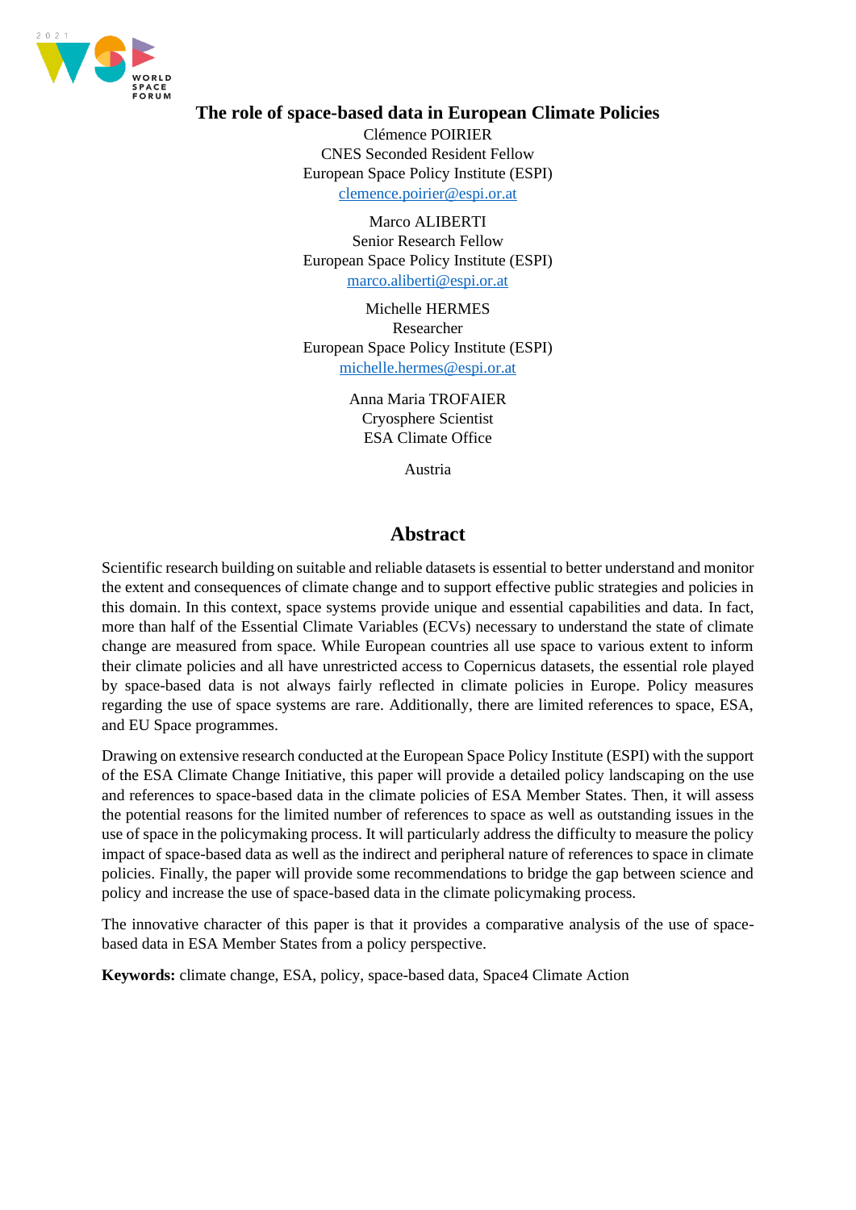# The role of space-based data in European Climate Policies

Clémence POIRIER
CNES Seconded Resident Fellow
European Space Policy Institute (ESPI)
clemence.poirier@espi.or.at

Marco ALIBERTI
Senior Research Fellow
European Space Policy Institute (ESPI)
marco.aliberti@espi.or.at

Michelle HERMES
Researcher
European Space Policy Institute (ESPI)
michelle.hermes@espi.or.at

Anna Maria TROFAIER
Cryosphere Scientist
ESA Climate Office

Austria

## Abstract

Scientific research building on suitable and reliable datasets is essential to better understand and monitor the extent and consequences of climate change and to support effective public strategies and policies in this domain. In this context, space systems provide unique and essential capabilities and data. In fact, more than half of the Essential Climate Variables (ECVs) necessary to understand the state of climate change are measured from space. While European countries all use space to various extent to inform their climate policies and all have unrestricted access to Copernicus datasets, the essential role played by space-based data is not always fairly reflected in climate policies in Europe. Policy measures regarding the use of space systems are rare. Additionally, there are limited references to space, ESA, and EU Space programmes.

Drawing on extensive research conducted at the European Space Policy Institute (ESPI) with the support of the ESA Climate Change Initiative, this paper will provide a detailed policy landscaping on the use and references to space-based data in the climate policies of ESA Member States. Then, it will assess the potential reasons for the limited number of references to space as well as outstanding issues in the use of space in the policymaking process. It will particularly address the difficulty to measure the policy impact of space-based data as well as the indirect and peripheral nature of references to space in climate policies. Finally, the paper will provide some recommendations to bridge the gap between science and policy and increase the use of space-based data in the climate policymaking process.

The innovative character of this paper is that it provides a comparative analysis of the use of space-based data in ESA Member States from a policy perspective.

**Keywords:** climate change, ESA, policy, space-based data, Space4 Climate Action